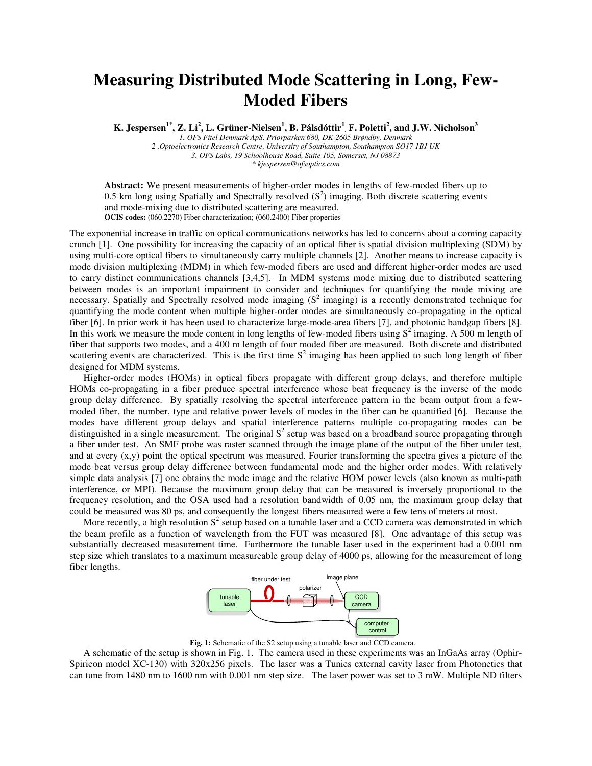# Measuring Distributed Mode Scattering in Long, Few-Moded Fibers

**K. Jespersen[1*], Z. Li[2], L. Grüner-Nielsen[1], B. Pálsdóttir[1], F. Poletti[2], and J.W. Nicholson[3]**

*1. OFS Fitel Denmark ApS, Priorparken 680, DK-2605 Brøndby, Denmark*
*2 .Optoelectronics Research Centre, University of Southampton, Southampton SO17 1BJ UK*
*3. OFS Labs, 19 Schoolhouse Road, Suite 105, Somerset, NJ 08873*
*\* kjespersen@ofsoptics.com*

**Abstract:** We present measurements of higher-order modes in lengths of few-moded fibers up to 0.5 km long using Spatially and Spectrally resolved ($S^2$) imaging. Both discrete scattering events and mode-mixing due to distributed scattering are measured.
**OCIS codes:** (060.2270) Fiber characterization; (060.2400) Fiber properties

The exponential increase in traffic on optical communications networks has led to concerns about a coming capacity crunch [1]. One possibility for increasing the capacity of an optical fiber is spatial division multiplexing (SDM) by using multi-core optical fibers to simultaneously carry multiple channels [2]. Another means to increase capacity is mode division multiplexing (MDM) in which few-moded fibers are used and different higher-order modes are used to carry distinct communications channels [3,4,5]. In MDM systems mode mixing due to distributed scattering between modes is an important impairment to consider and techniques for quantifying the mode mixing are necessary. Spatially and Spectrally resolved mode imaging ($S^2$ imaging) is a recently demonstrated technique for quantifying the mode content when multiple higher-order modes are simultaneously co-propagating in the optical fiber [6]. In prior work it has been used to characterize large-mode-area fibers [7], and photonic bandgap fibers [8]. In this work we measure the mode content in long lengths of few-moded fibers using $S^2$ imaging. A 500 m length of fiber that supports two modes, and a 400 m length of four moded fiber are measured. Both discrete and distributed scattering events are characterized. This is the first time $S^2$ imaging has been applied to such long length of fiber designed for MDM systems.

Higher-order modes (HOMs) in optical fibers propagate with different group delays, and therefore multiple HOMs co-propagating in a fiber produce spectral interference whose beat frequency is the inverse of the mode group delay difference. By spatially resolving the spectral interference pattern in the beam output from a few-moded fiber, the number, type and relative power levels of modes in the fiber can be quantified [6]. Because the modes have different group delays and spatial interference patterns multiple co-propagating modes can be distinguished in a single measurement. The original $S^2$ setup was based on a broadband source propagating through a fiber under test. An SMF probe was raster scanned through the image plane of the output of the fiber under test, and at every (x,y) point the optical spectrum was measured. Fourier transforming the spectra gives a picture of the mode beat versus group delay difference between fundamental mode and the higher order modes. With relatively simple data analysis [7] one obtains the mode image and the relative HOM power levels (also known as multi-path interference, or MPI). Because the maximum group delay that can be measured is inversely proportional to the frequency resolution, and the OSA used had a resolution bandwidth of 0.05 nm, the maximum group delay that could be measured was 80 ps, and consequently the longest fibers measured were a few tens of meters at most.

More recently, a high resolution $S^2$ setup based on a tunable laser and a CCD camera was demonstrated in which the beam profile as a function of wavelength from the FUT was measured [8]. One advantage of this setup was substantially decreased measurement time. Furthermore the tunable laser used in the experiment had a 0.001 nm step size which translates to a maximum measureable group delay of 4000 ps, allowing for the measurement of long fiber lengths.

**Fig. 1:** Schematic of the S2 setup using a tunable laser and CCD camera.

A schematic of the setup is shown in Fig. 1. The camera used in these experiments was an InGaAs array (Ophir-Spiricon model XC-130) with 320x256 pixels. The laser was a Tunics external cavity laser from Photonetics that can tune from 1480 nm to 1600 nm with 0.001 nm step size. The laser power was set to 3 mW. Multiple ND filters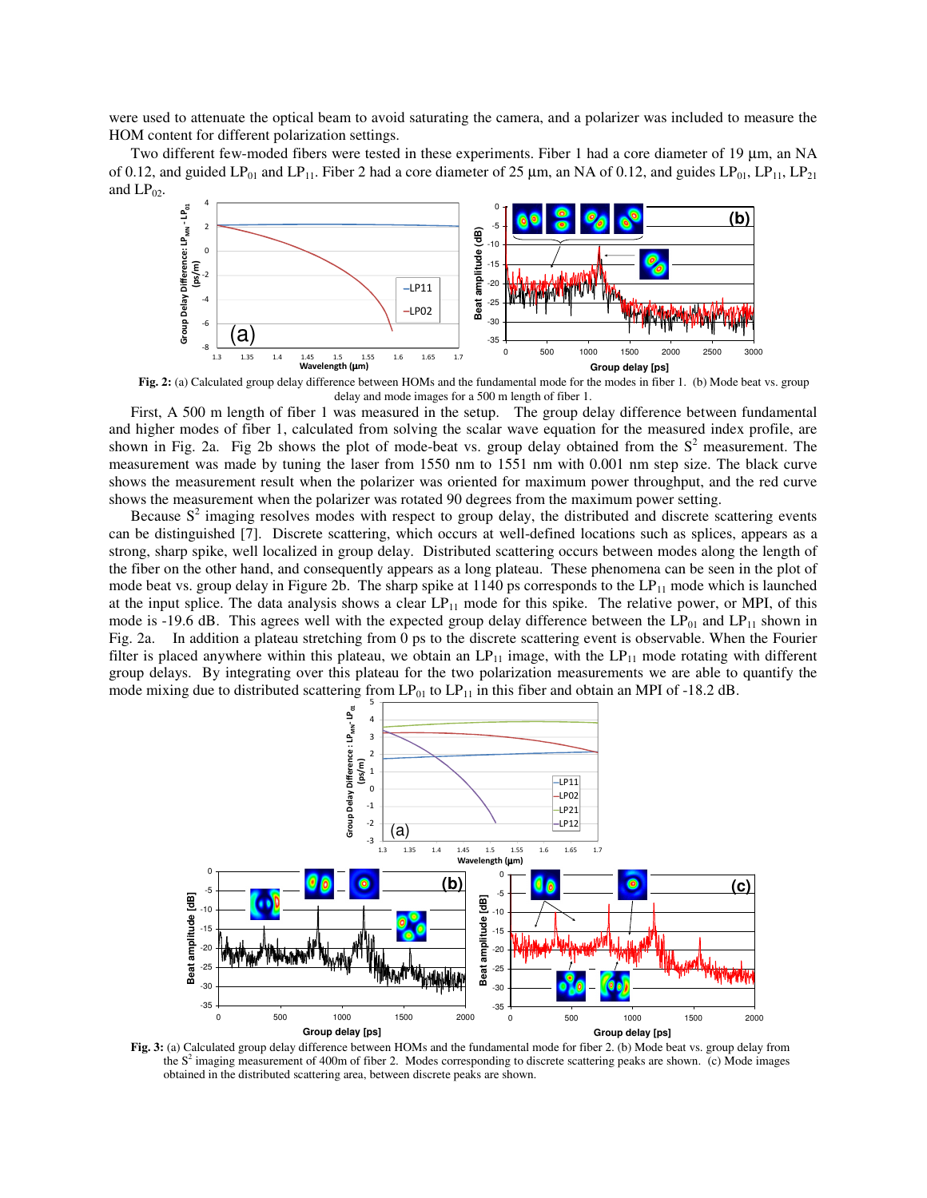were used to attenuate the optical beam to avoid saturating the camera, and a polarizer was included to measure the HOM content for different polarization settings.

Two different few-moded fibers were tested in these experiments. Fiber 1 had a core diameter of 19 µm, an NA of 0.12, and guided $LP_{01}$ and $LP_{11}$. Fiber 2 had a core diameter of 25 µm, an NA of 0.12, and guides $LP_{01}$, $LP_{11}$, $LP_{21}$ and $LP_{02}$.

**Fig. 2:** (a) Calculated group delay difference between HOMs and the fundamental mode for the modes in fiber 1. (b) Mode beat vs. group delay and mode images for a 500 m length of fiber 1.

First, A 500 m length of fiber 1 was measured in the setup. The group delay difference between fundamental and higher modes of fiber 1, calculated from solving the scalar wave equation for the measured index profile, are shown in Fig. 2a. Fig 2b shows the plot of mode-beat vs. group delay obtained from the $S^2$ measurement. The measurement was made by tuning the laser from 1550 nm to 1551 nm with 0.001 nm step size. The black curve shows the measurement result when the polarizer was oriented for maximum power throughput, and the red curve shows the measurement when the polarizer was rotated 90 degrees from the maximum power setting.

Because $S^2$ imaging resolves modes with respect to group delay, the distributed and discrete scattering events can be distinguished [7]. Discrete scattering, which occurs at well-defined locations such as splices, appears as a strong, sharp spike, well localized in group delay. Distributed scattering occurs between modes along the length of the fiber on the other hand, and consequently appears as a long plateau. These phenomena can be seen in the plot of mode beat vs. group delay in Figure 2b. The sharp spike at 1140 ps corresponds to the $LP_{11}$ mode which is launched at the input splice. The data analysis shows a clear $LP_{11}$ mode for this spike. The relative power, or MPI, of this mode is -19.6 dB. This agrees well with the expected group delay difference between the $LP_{01}$ and $LP_{11}$ shown in Fig. 2a. In addition a plateau stretching from 0 ps to the discrete scattering event is observable. When the Fourier filter is placed anywhere within this plateau, we obtain an $LP_{11}$ image, with the $LP_{11}$ mode rotating with different group delays. By integrating over this plateau for the two polarization measurements we are able to quantify the mode mixing due to distributed scattering from $LP_{01}$ to $LP_{11}$ in this fiber and obtain an MPI of -18.2 dB.

**Fig. 3:** (a) Calculated group delay difference between HOMs and the fundamental mode for fiber 2. (b) Mode beat vs. group delay from the $S^2$ imaging measurement of 400m of fiber 2. Modes corresponding to discrete scattering peaks are shown. (c) Mode images obtained in the distributed scattering area, between discrete peaks are shown.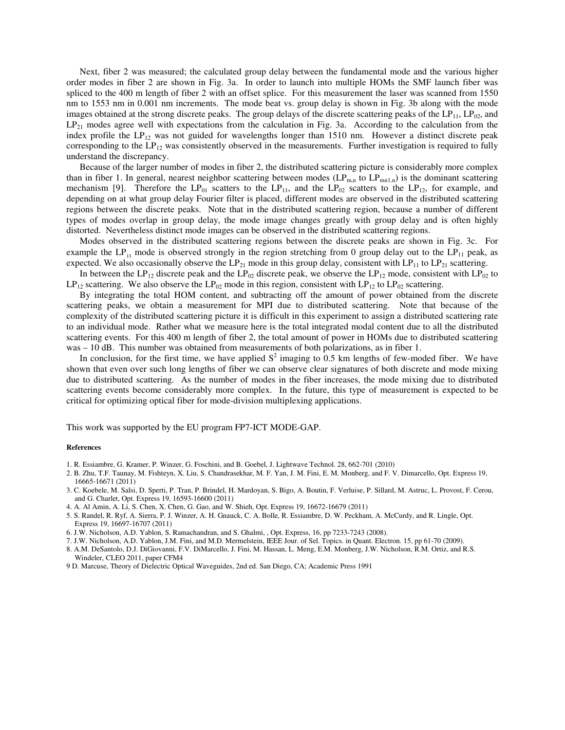Next, fiber 2 was measured; the calculated group delay between the fundamental mode and the various higher order modes in fiber 2 are shown in Fig. 3a. In order to launch into multiple HOMs the SMF launch fiber was spliced to the 400 m length of fiber 2 with an offset splice. For this measurement the laser was scanned from 1550 nm to 1553 nm in 0.001 nm increments. The mode beat vs. group delay is shown in Fig. 3b along with the mode images obtained at the strong discrete peaks. The group delays of the discrete scattering peaks of the $LP_{11}$, $LP_{02}$, and $LP_{21}$ modes agree well with expectations from the calculation in Fig. 3a. According to the calculation from the index profile the $LP_{12}$ was not guided for wavelengths longer than 1510 nm. However a distinct discrete peak corresponding to the $LP_{12}$ was consistently observed in the measurements. Further investigation is required to fully understand the discrepancy.

Because of the larger number of modes in fiber 2, the distributed scattering picture is considerably more complex than in fiber 1. In general, nearest neighbor scattering between modes ($LP_{m,n}$ to $LP_{m\pm1,n}$) is the dominant scattering mechanism [9]. Therefore the $LP_{01}$ scatters to the $LP_{11}$, and the $LP_{02}$ scatters to the $LP_{12}$, for example, and depending on at what group delay Fourier filter is placed, different modes are observed in the distributed scattering regions between the discrete peaks. Note that in the distributed scattering region, because a number of different types of modes overlap in group delay, the mode image changes greatly with group delay and is often highly distorted. Nevertheless distinct mode images can be observed in the distributed scattering regions.

Modes observed in the distributed scattering regions between the discrete peaks are shown in Fig. 3c. For example the $LP_{11}$ mode is observed strongly in the region stretching from 0 group delay out to the $LP_{11}$ peak, as expected. We also occasionally observe the $LP_{21}$ mode in this group delay, consistent with $LP_{11}$ to $LP_{21}$ scattering.

In between the $LP_{12}$ discrete peak and the $LP_{02}$ discrete peak, we observe the $LP_{12}$ mode, consistent with $LP_{02}$ to $LP_{12}$ scattering. We also observe the $LP_{02}$ mode in this region, consistent with $LP_{12}$ to $LP_{02}$ scattering.

By integrating the total HOM content, and subtracting off the amount of power obtained from the discrete scattering peaks, we obtain a measurement for MPI due to distributed scattering. Note that because of the complexity of the distributed scattering picture it is difficult in this experiment to assign a distributed scattering rate to an individual mode. Rather what we measure here is the total integrated modal content due to all the distributed scattering events. For this 400 m length of fiber 2, the total amount of power in HOMs due to distributed scattering was – 10 dB. This number was obtained from measurements of both polarizations, as in fiber 1.

In conclusion, for the first time, we have applied $S^2$ imaging to 0.5 km lengths of few-moded fiber. We have shown that even over such long lengths of fiber we can observe clear signatures of both discrete and mode mixing due to distributed scattering. As the number of modes in the fiber increases, the mode mixing due to distributed scattering events become considerably more complex. In the future, this type of measurement is expected to be critical for optimizing optical fiber for mode-division multiplexing applications.

This work was supported by the EU program FP7-ICT MODE-GAP.

#### References

1. R. Essiambre, G. Kramer, P. Winzer, G. Foschini, and B. Goebel, J. Lightwave Technol. 28, 662-701 (2010)
2. B. Zhu, T.F. Taunay, M. Fishteyn, X. Liu, S. Chandrasekhar, M. F. Yan, J. M. Fini, E. M. Monberg, and F. V. Dimarcello, Opt. Express 19, 16665-16671 (2011)
3. C. Koebele, M. Salsi, D. Sperti, P. Tran, P. Brindel, H. Mardoyan, S. Bigo, A. Boutin, F. Verluise, P. Sillard, M. Astruc, L. Provost, F. Cerou, and G. Charlet, Opt. Express 19, 16593-16600 (2011)
4. A. Al Amin, A. Li, S. Chen, X. Chen, G. Gao, and W. Shieh, Opt. Express 19, 16672-16679 (2011)
5. S. Randel, R. Ryf, A. Sierra, P. J. Winzer, A. H. Gnauck, C. A. Bolle, R. Essiambre, D. W. Peckham, A. McCurdy, and R. Lingle, Opt. Express 19, 16697-16707 (2011)
6. J.W. Nicholson, A.D. Yablon, S. Ramachandran, and S. Ghalmi, , Opt. Express, 16, pp 7233-7243 (2008).
7. J.W. Nicholson, A.D. Yablon, J.M. Fini, and M.D. Mermelstein, IEEE Jour. of Sel. Topics. in Quant. Electron. 15, pp 61-70 (2009).
8. A.M. DeSantolo, D.J. DiGiovanni, F.V. DiMarcello, J. Fini, M. Hassan, L. Meng, E.M. Monberg, J.W. Nicholson, R.M. Ortiz, and R.S. Windeler, CLEO 2011, paper CFM4
9. D. Marcuse, Theory of Dielectric Optical Waveguides, 2nd ed. San Diego, CA; Academic Press 1991